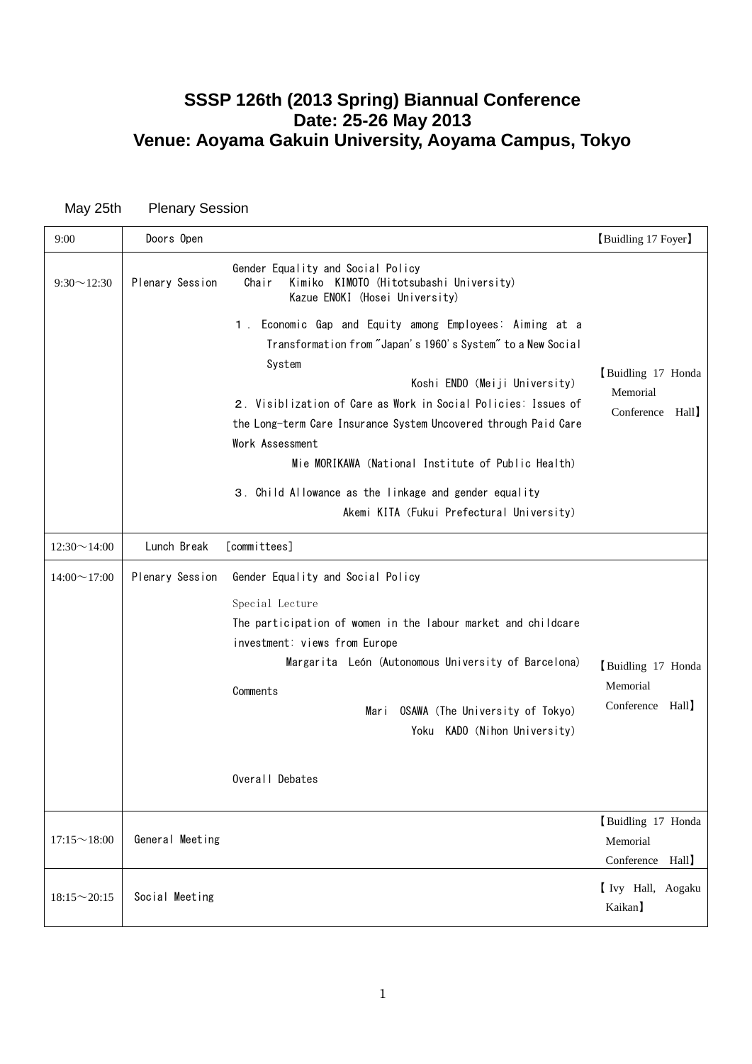# SSSP 126th (2013 Spring) Biannual Conference
# Date: 25-26 May 2013
# Venue: Aoyama Gakuin University, Aoyama Campus, Tokyo

May 25th　　Plenary Session

| | | | |
|---|---|---|---|
| 9:00 | Doors Open | | 【Buidling 17 Foyer】 |
| 9:30～12:30 | Plenary Session | Gender Equality and Social Policy<br>Chair　Kimiko KIMOTO (Hitotsubashi University)<br>Kazue ENOKI (Hosei University)<br>１. Economic Gap and Equity among Employees: Aiming at a Transformation from "Japan's 1960's System" to a New Social System<br>Koshi ENDO (Meiji University)<br>２. Visiblization of Care as Work in Social Policies: Issues of the Long-term Care Insurance System Uncovered through Paid Care Work Assessment<br>Mie MORIKAWA (National Institute of Public Health)<br>３. Child Allowance as the linkage and gender equality<br>Akemi KITA (Fukui Prefectural University) | 【Buidling 17 Honda Memorial Conference Hall】 |
| 12:30～14:00 | Lunch Break | [committees] | |
| 14:00～17:00 | Plenary Session | Gender Equality and Social Policy<br>Special Lecture<br>The participation of women in the labour market and childcare investment: views from Europe<br>Margarita León (Autonomous University of Barcelona)<br>Comments<br>Mari OSAWA (The University of Tokyo)<br>Yoku KADO (Nihon University)<br>Overall Debates | 【Buidling 17 Honda Memorial Conference Hall】 |
| 17:15～18:00 | General Meeting | | 【Buidling 17 Honda Memorial Conference Hall】 |
| 18:15～20:15 | Social Meeting | | 【Ivy Hall, Aogaku Kaikan】 |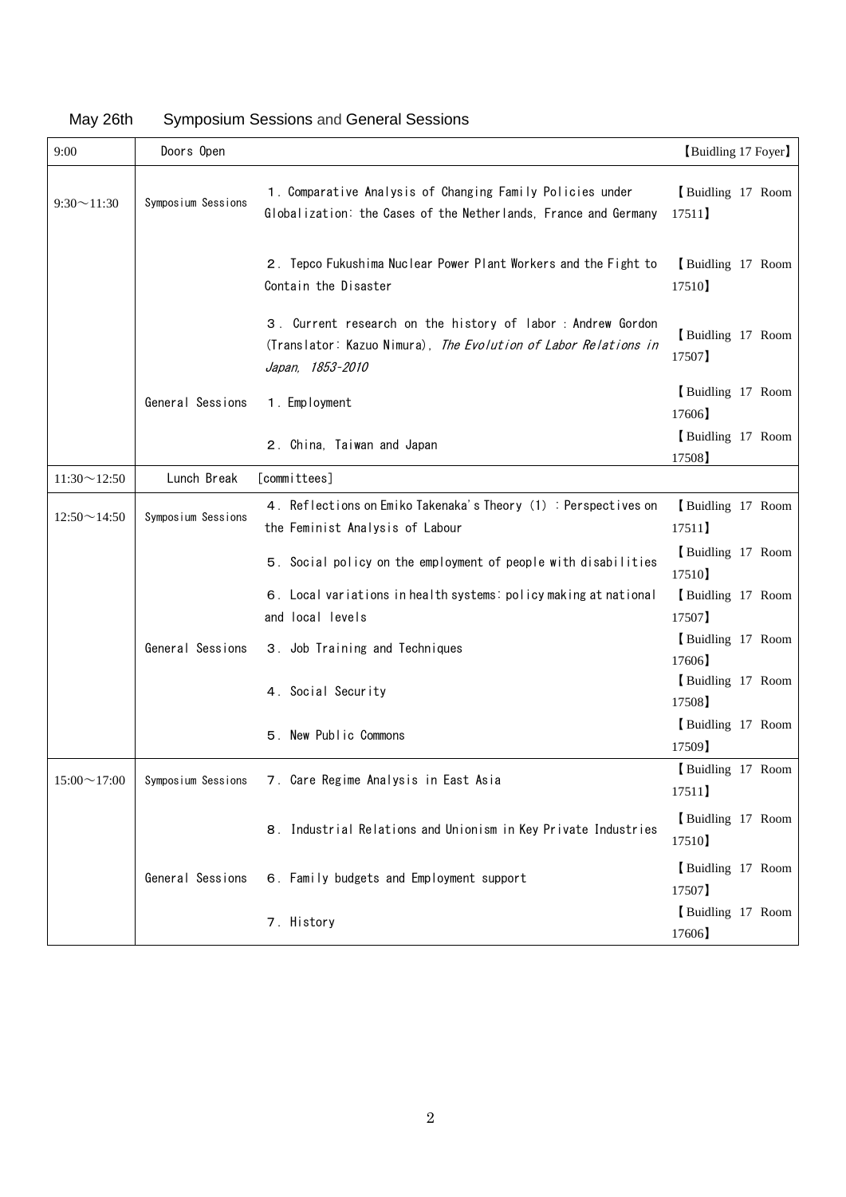May 26th Symposium Sessions and General Sessions

| | | | |
|---|---|---|---|
| 9:00 | Doors Open | | 【Buidling 17 Foyer】 |
| 9:30～11:30 | Symposium Sessions | 1．Comparative Analysis of Changing Family Policies under Globalization: the Cases of the Netherlands, France and Germany | 【Buidling 17 Room 17511】 |
| | | 2．Tepco Fukushima Nuclear Power Plant Workers and the Fight to Contain the Disaster | 【Buidling 17 Room 17510】 |
| | | 3．Current research on the history of labor : Andrew Gordon (Translator: Kazuo Nimura), *The Evolution of Labor Relations in Japan, 1853-2010* | 【Buidling 17 Room 17507】 |
| | General Sessions | 1．Employment | 【Buidling 17 Room 17606】 |
| | | 2．China, Taiwan and Japan | 【Buidling 17 Room 17508】 |
| 11:30～12:50 | Lunch Break | [committees] | |
| 12:50～14:50 | Symposium Sessions | 4．Reflections on Emiko Takenaka's Theory (1) : Perspectives on the Feminist Analysis of Labour | 【Buidling 17 Room 17511】 |
| | | 5．Social policy on the employment of people with disabilities | 【Buidling 17 Room 17510】 |
| | | 6．Local variations in health systems: policy making at national and local levels | 【Buidling 17 Room 17507】 |
| | General Sessions | 3．Job Training and Techniques | 【Buidling 17 Room 17606】 |
| | | 4．Social Security | 【Buidling 17 Room 17508】 |
| | | 5．New Public Commons | 【Buidling 17 Room 17509】 |
| 15:00～17:00 | Symposium Sessions | 7．Care Regime Analysis in East Asia | 【Buidling 17 Room 17511】 |
| | | 8．Industrial Relations and Unionism in Key Private Industries | 【Buidling 17 Room 17510】 |
| | General Sessions | 6．Family budgets and Employment support | 【Buidling 17 Room 17507】 |
| | | 7．History | 【Buidling 17 Room 17606】 |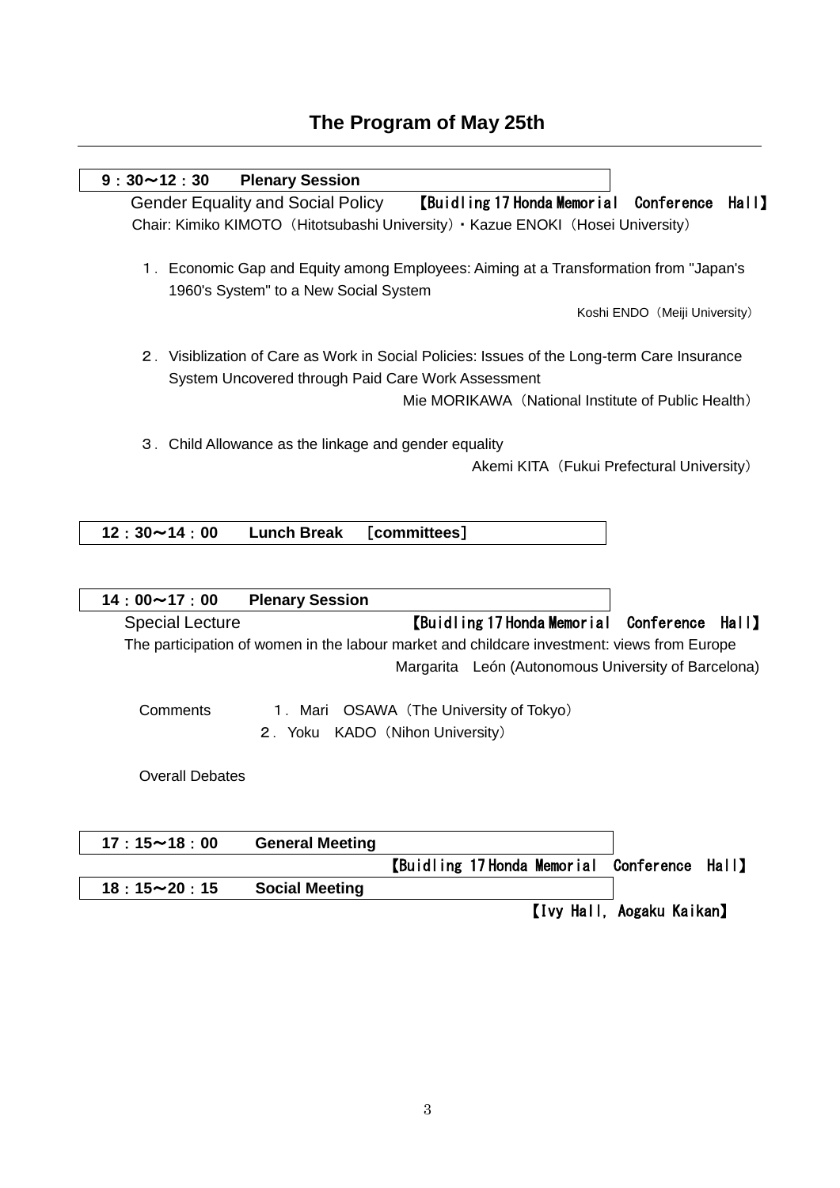# The Program of May 25th

---

**9：30～12：30　Plenary Session**

Gender Equality and Social Policy　【Buidling 17 Honda Memorial　Conference　Hall】

Chair: Kimiko KIMOTO（Hitotsubashi University）・Kazue ENOKI（Hosei University）

１．Economic Gap and Equity among Employees: Aiming at a Transformation from "Japan's 1960's System" to a New Social System

Koshi ENDO（Meiji University）

２．Visiblization of Care as Work in Social Policies: Issues of the Long-term Care Insurance System Uncovered through Paid Care Work Assessment

Mie MORIKAWA（National Institute of Public Health）

３．Child Allowance as the linkage and gender equality

Akemi KITA（Fukui Prefectural University）

**12：30～14：00　Lunch Break　［committees］**

**14：00～17：00　Plenary Session**

Special Lecture　【Buidling 17 Honda Memorial　Conference　Hall】

The participation of women in the labour market and childcare investment: views from Europe

Margarita　León (Autonomous University of Barcelona)

Comments
１．Mari　OSAWA（The University of Tokyo）
２．Yoku　KADO（Nihon University）

Overall Debates

**17：15～18：00　General Meeting**

【Buidling 17 Honda Memorial　Conference　Hall】

**18：15～20：15　Social Meeting**

【Ivy Hall, Aogaku Kaikan】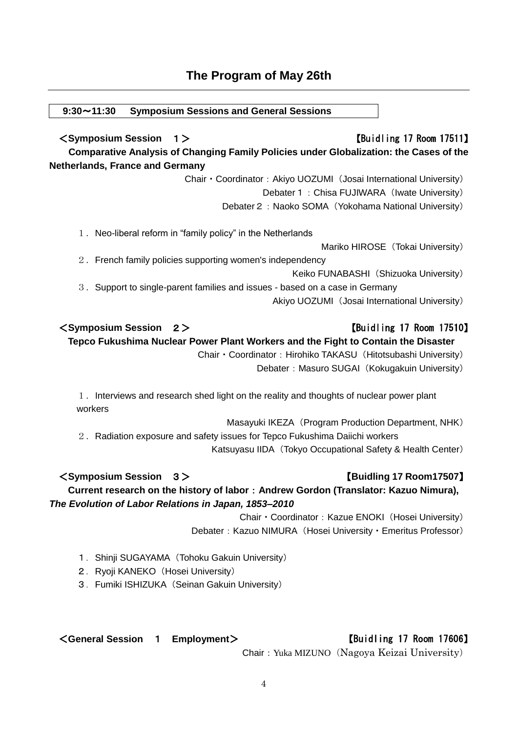# The Program of May 26th

**9:30～11:30　Symposium Sessions and General Sessions**

## ＜Symposium Session　１＞　【Buidling 17 Room 17511】

**Comparative Analysis of Changing Family Policies under Globalization: the Cases of the Netherlands, France and Germany**

Chair・Coordinator：Akiyo UOZUMI（Josai International University）
Debater１：Chisa FUJIWARA（Iwate University）
Debater２：Naoko SOMA（Yokohama National University）

１．Neo-liberal reform in "family policy" in the Netherlands
Mariko HIROSE（Tokai University）

２．French family policies supporting women's independency
Keiko FUNABASHI（Shizuoka University）

３．Support to single-parent families and issues - based on a case in Germany
Akiyo UOZUMI（Josai International University）

## ＜Symposium Session　２＞　【Buidling 17 Room 17510】

**Tepco Fukushima Nuclear Power Plant Workers and the Fight to Contain the Disaster**

Chair・Coordinator：Hirohiko TAKASU（Hitotsubashi University）
Debater：Masuro SUGAI（Kokugakuin University）

１．Interviews and research shed light on the reality and thoughts of nuclear power plant workers
Masayuki IKEZA（Program Production Department, NHK）

２．Radiation exposure and safety issues for Tepco Fukushima Daiichi workers
Katsuyasu IIDA（Tokyo Occupational Safety & Health Center）

## ＜Symposium Session　３＞　【Buidling 17 Room17507】

**Current research on the history of labor：Andrew Gordon (Translator: Kazuo Nimura), *The Evolution of Labor Relations in Japan, 1853–2010***

Chair・Coordinator：Kazue ENOKI（Hosei University）
Debater：Kazuo NIMURA（Hosei University・Emeritus Professor）

１．Shinji SUGAYAMA（Tohoku Gakuin University）
２．Ryoji KANEKO（Hosei University）
３．Fumiki ISHIZUKA（Seinan Gakuin University）

## ＜General Session　１　Employment＞　【Buidling 17 Room 17606】

Chair：Yuka MIZUNO（Nagoya Keizai University）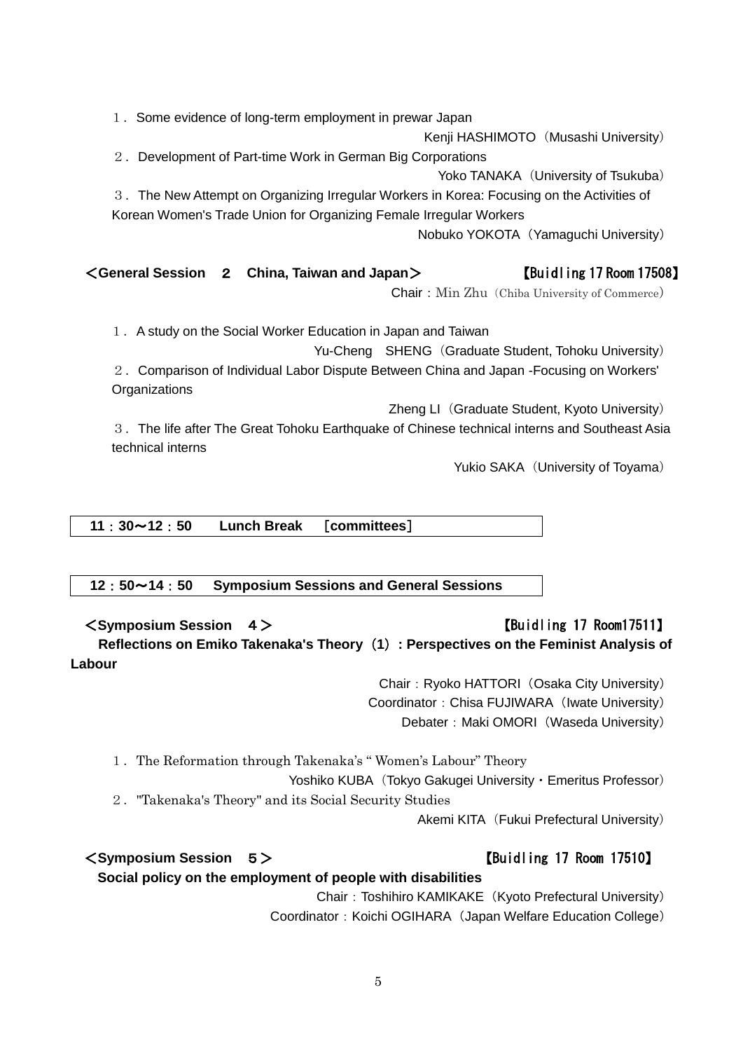1．Some evidence of long-term employment in prewar Japan

Kenji HASHIMOTO（Musashi University）

2．Development of Part-time Work in German Big Corporations

Yoko TANAKA（University of Tsukuba）

3．The New Attempt on Organizing Irregular Workers in Korea: Focusing on the Activities of Korean Women's Trade Union for Organizing Female Irregular Workers

Nobuko YOKOTA（Yamaguchi University）

### ＜General Session　２　China, Taiwan and Japan＞　【Buidling 17 Room 17508】

Chair：Min Zhu（Chiba University of Commerce）

1．A study on the Social Worker Education in Japan and Taiwan

Yu-Cheng　SHENG（Graduate Student, Tohoku University）

2．Comparison of Individual Labor Dispute Between China and Japan -Focusing on Workers' Organizations

Zheng LI（Graduate Student, Kyoto University）

3．The life after The Great Tohoku Earthquake of Chinese technical interns and Southeast Asia technical interns

Yukio SAKA（University of Toyama）

**11：30～12：50　Lunch Break　［committees］**

**12：50～14：50　Symposium Sessions and General Sessions**

### ＜Symposium Session　４＞　【Buidling 17 Room17511】

**Reflections on Emiko Takenaka's Theory（1）: Perspectives on the Feminist Analysis of Labour**

Chair：Ryoko HATTORI（Osaka City University）
Coordinator：Chisa FUJIWARA（Iwate University）
Debater：Maki OMORI（Waseda University）

1．The Reformation through Takenaka's " Women's Labour" Theory

Yoshiko KUBA（Tokyo Gakugei University・Emeritus Professor）

2．"Takenaka's Theory" and its Social Security Studies

Akemi KITA（Fukui Prefectural University）

### ＜Symposium Session　５＞　【Buidling 17 Room 17510】

**Social policy on the employment of people with disabilities**

Chair：Toshihiro KAMIKAKE（Kyoto Prefectural University）
Coordinator：Koichi OGIHARA（Japan Welfare Education College）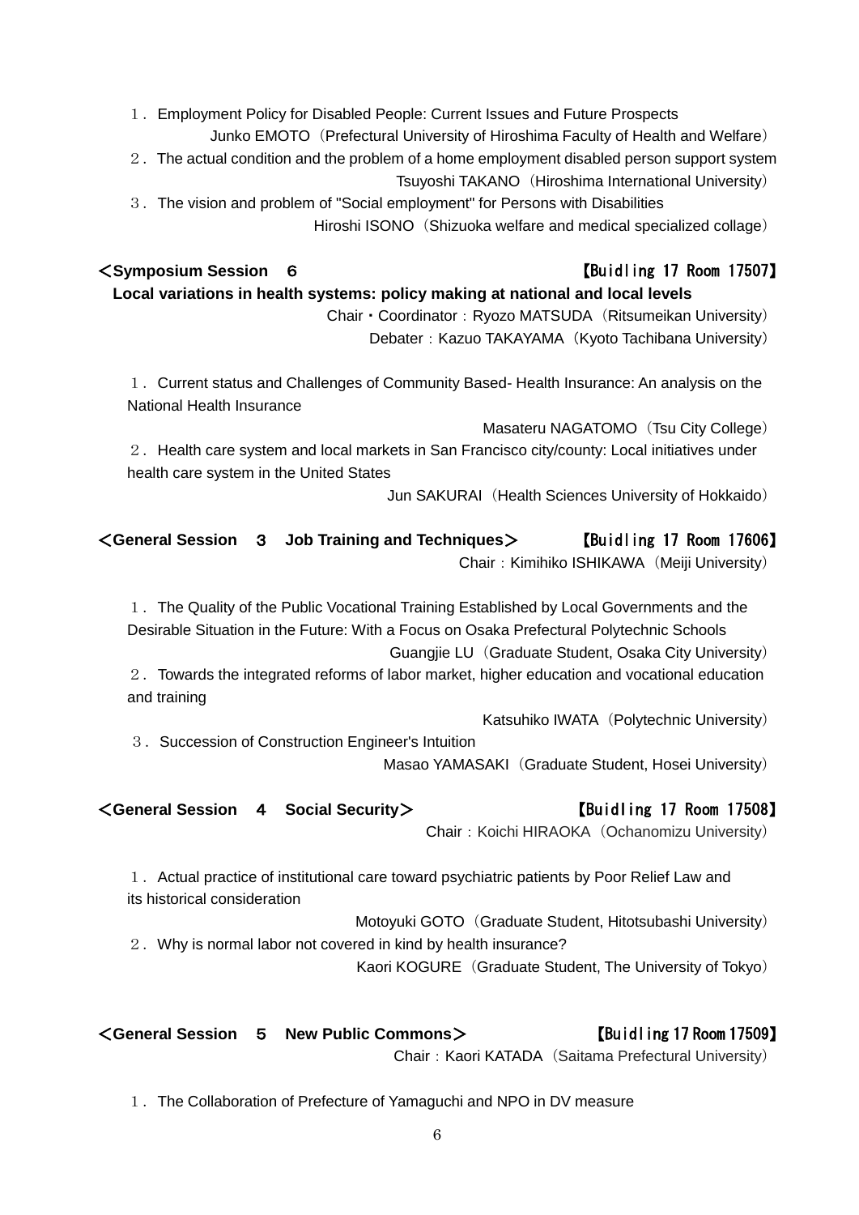１．Employment Policy for Disabled People: Current Issues and Future Prospects

Junko EMOTO（Prefectural University of Hiroshima Faculty of Health and Welfare）

２．The actual condition and the problem of a home employment disabled person support system

Tsuyoshi TAKANO（Hiroshima International University）

３．The vision and problem of "Social employment" for Persons with Disabilities

Hiroshi ISONO（Shizuoka welfare and medical specialized collage）

**＜Symposium Session　６** 【Buidling 17 Room 17507】

**Local variations in health systems: policy making at national and local levels**

Chair・Coordinator：Ryozo MATSUDA（Ritsumeikan University）

Debater：Kazuo TAKAYAMA（Kyoto Tachibana University）

１．Current status and Challenges of Community Based- Health Insurance: An analysis on the National Health Insurance

Masateru NAGATOMO（Tsu City College）

２．Health care system and local markets in San Francisco city/county: Local initiatives under health care system in the United States

Jun SAKURAI（Health Sciences University of Hokkaido）

**＜General Session　３　Job Training and Techniques＞** 【Buidling 17 Room 17606】

Chair：Kimihiko ISHIKAWA（Meiji University）

１．The Quality of the Public Vocational Training Established by Local Governments and the Desirable Situation in the Future: With a Focus on Osaka Prefectural Polytechnic Schools

Guangjie LU（Graduate Student, Osaka City University）

２．Towards the integrated reforms of labor market, higher education and vocational education and training

Katsuhiko IWATA（Polytechnic University）

３．Succession of Construction Engineer's Intuition

Masao YAMASAKI（Graduate Student, Hosei University）

**＜General Session　４　Social Security＞** 【Buidling 17 Room 17508】

Chair：Koichi HIRAOKA（Ochanomizu University）

１．Actual practice of institutional care toward psychiatric patients by Poor Relief Law and its historical consideration

Motoyuki GOTO（Graduate Student, Hitotsubashi University）

２．Why is normal labor not covered in kind by health insurance?

Kaori KOGURE（Graduate Student, The University of Tokyo）

**＜General Session　５　New Public Commons＞** 【Buidling 17 Room 17509】

Chair：Kaori KATADA（Saitama Prefectural University）

１．The Collaboration of Prefecture of Yamaguchi and NPO in DV measure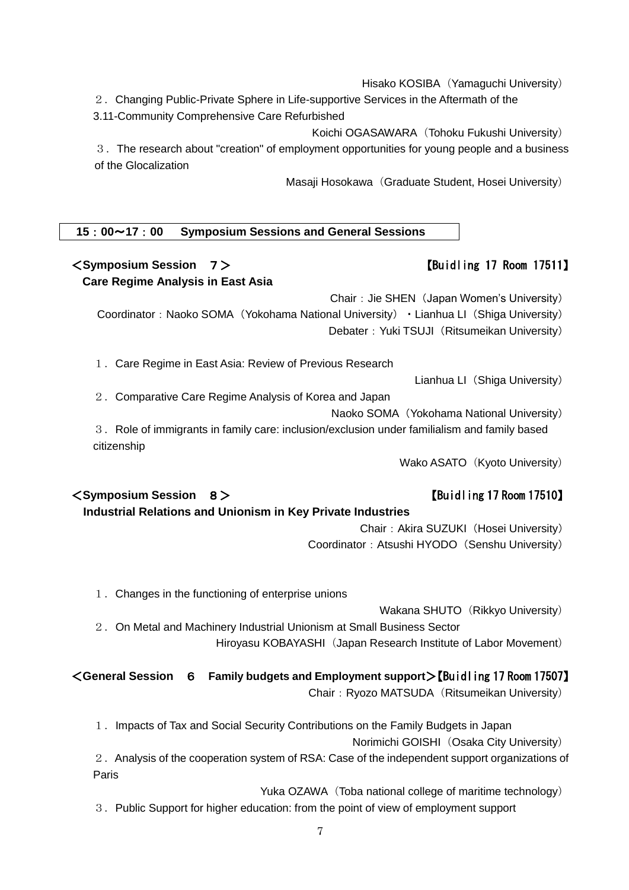Hisako KOSIBA（Yamaguchi University）

２．Changing Public-Private Sphere in Life-supportive Services in the Aftermath of the 3.11-Community Comprehensive Care Refurbished

Koichi OGASAWARA（Tohoku Fukushi University）

３．The research about "creation" of employment opportunities for young people and a business of the Glocalization

Masaji Hosokawa（Graduate Student, Hosei University）

## 15：00～17：00　Symposium Sessions and General Sessions

### ＜Symposium Session　７＞ 【Buidling 17 Room 17511】

**Care Regime Analysis in East Asia**

Chair：Jie SHEN（Japan Women's University）
Coordinator：Naoko SOMA（Yokohama National University）・Lianhua LI（Shiga University）
Debater：Yuki TSUJI（Ritsumeikan University）

１．Care Regime in East Asia: Review of Previous Research

Lianhua LI（Shiga University）

２．Comparative Care Regime Analysis of Korea and Japan

Naoko SOMA（Yokohama National University）

３．Role of immigrants in family care: inclusion/exclusion under familialism and family based citizenship

Wako ASATO（Kyoto University）

### ＜Symposium Session　８＞ 【Buidling 17 Room 17510】

**Industrial Relations and Unionism in Key Private Industries**

Chair：Akira SUZUKI（Hosei University）
Coordinator：Atsushi HYODO（Senshu University）

１．Changes in the functioning of enterprise unions

Wakana SHUTO（Rikkyo University）

２．On Metal and Machinery Industrial Unionism at Small Business Sector

Hiroyasu KOBAYASHI（Japan Research Institute of Labor Movement）

### ＜General Session　６　Family budgets and Employment support＞【Buidling 17 Room 17507】

Chair：Ryozo MATSUDA（Ritsumeikan University）

１．Impacts of Tax and Social Security Contributions on the Family Budgets in Japan

Norimichi GOISHI（Osaka City University）

２．Analysis of the cooperation system of RSA: Case of the independent support organizations of Paris

Yuka OZAWA（Toba national college of maritime technology）

３．Public Support for higher education: from the point of view of employment support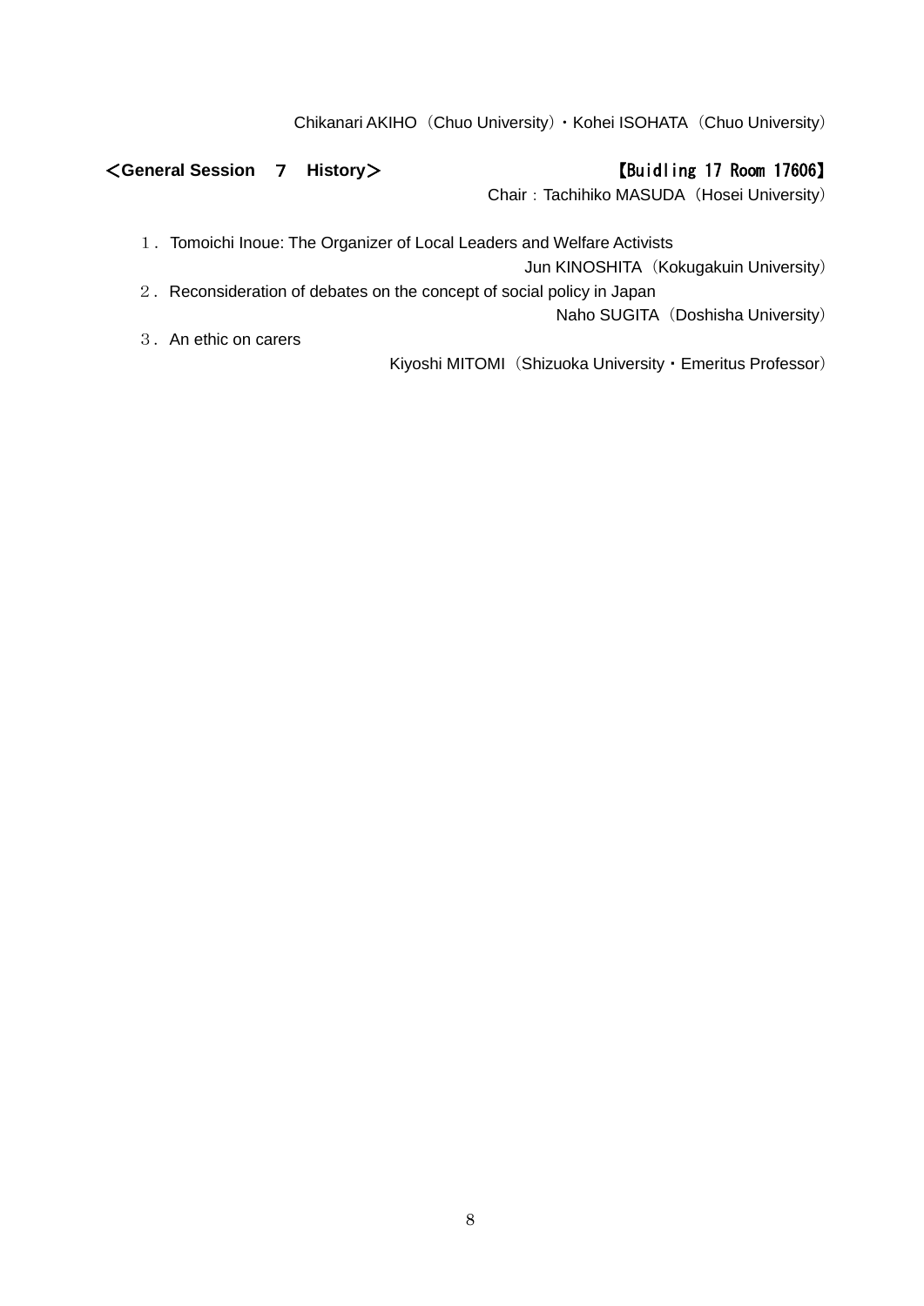Chikanari AKIHO（Chuo University）・Kohei ISOHATA（Chuo University）

## ＜General Session　７　History＞

【Buidling 17 Room 17606】

Chair：Tachihiko MASUDA（Hosei University）

１．Tomoichi Inoue: The Organizer of Local Leaders and Welfare Activists

Jun KINOSHITA（Kokugakuin University）

２．Reconsideration of debates on the concept of social policy in Japan

Naho SUGITA（Doshisha University）

３．An ethic on carers

Kiyoshi MITOMI（Shizuoka University・Emeritus Professor）